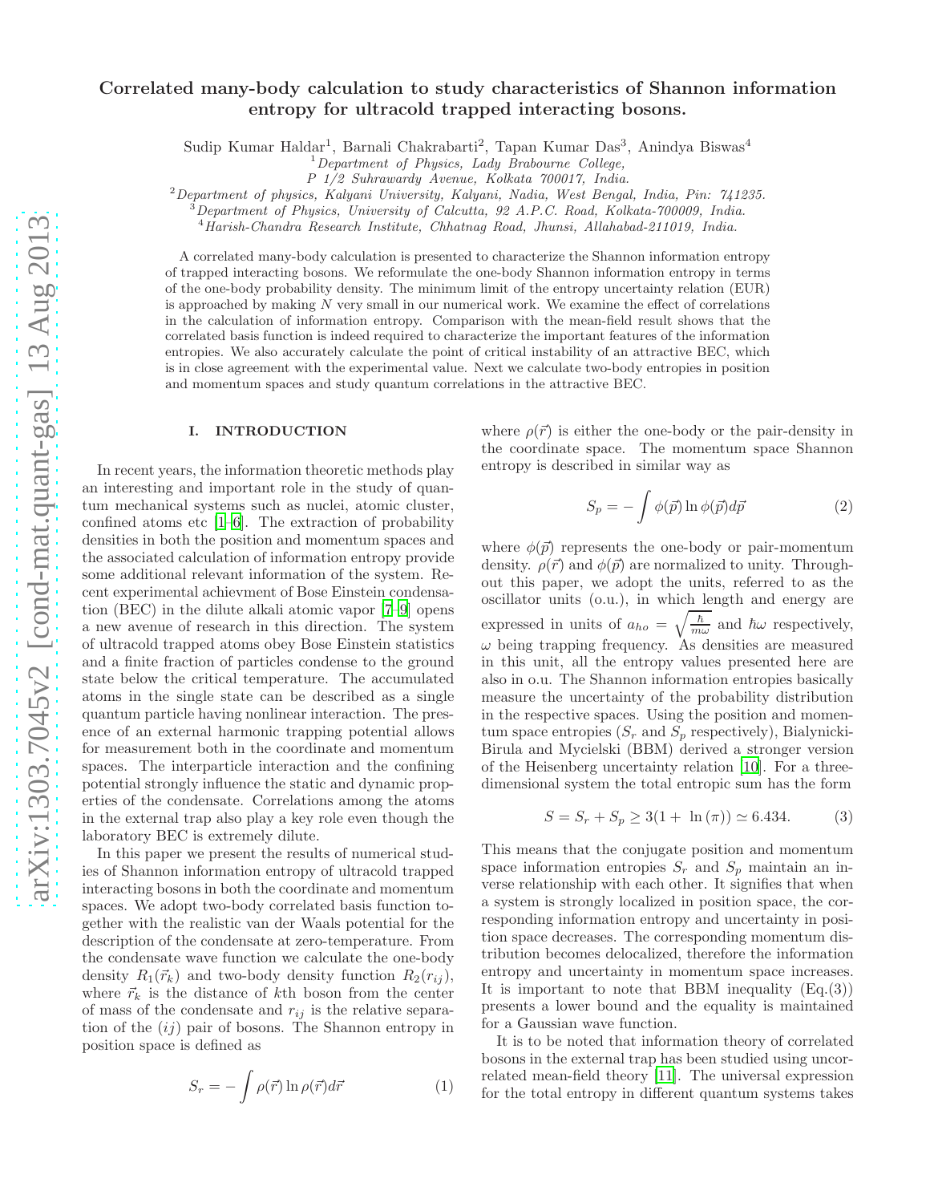# Correlated many-body calculation to study characteristics of Shannon information entropy for ultracold trapped interacting bosons.

Sudip Kumar Haldar[1], Barnali Chakrabarti[2], Tapan Kumar Das[3], Anindya Biswas[4]

[1] *Department of Physics, Lady Brabourne College, P 1/2 Suhrawardy Avenue, Kolkata 700017, India.*

[2] *Department of physics, Kalyani University, Kalyani, Nadia, West Bengal, India, Pin: 741235.*

[3] *Department of Physics, University of Calcutta, 92 A.P.C. Road, Kolkata-700009, India.*

[4] *Harish-Chandra Research Institute, Chhatnag Road, Jhunsi, Allahabad-211019, India.*

A correlated many-body calculation is presented to characterize the Shannon information entropy of trapped interacting bosons. We reformulate the one-body Shannon information entropy in terms of the one-body probability density. The minimum limit of the entropy uncertainty relation (EUR) is approached by making $N$ very small in our numerical work. We examine the effect of correlations in the calculation of information entropy. Comparison with the mean-field result shows that the correlated basis function is indeed required to characterize the important features of the information entropies. We also accurately calculate the point of critical instability of an attractive BEC, which is in close agreement with the experimental value. Next we calculate two-body entropies in position and momentum spaces and study quantum correlations in the attractive BEC.

## I. INTRODUCTION

In recent years, the information theoretic methods play an interesting and important role in the study of quantum mechanical systems such as nuclei, atomic cluster, confined atoms etc [1–6]. The extraction of probability densities in both the position and momentum spaces and the associated calculation of information entropy provide some additional relevant information of the system. Recent experimental achievment of Bose Einstein condensation (BEC) in the dilute alkali atomic vapor [7–9] opens a new avenue of research in this direction. The system of ultracold trapped atoms obey Bose Einstein statistics and a finite fraction of particles condense to the ground state below the critical temperature. The accumulated atoms in the single state can be described as a single quantum particle having nonlinear interaction. The presence of an external harmonic trapping potential allows for measurement both in the coordinate and momentum spaces. The interparticle interaction and the confining potential strongly influence the static and dynamic properties of the condensate. Correlations among the atoms in the external trap also play a key role even though the laboratory BEC is extremely dilute.

In this paper we present the results of numerical studies of Shannon information entropy of ultracold trapped interacting bosons in both the coordinate and momentum spaces. We adopt two-body correlated basis function together with the realistic van der Waals potential for the description of the condensate at zero-temperature. From the condensate wave function we calculate the one-body density $R_1(\vec{r}_k)$ and two-body density function $R_2(r_{ij})$, where $\vec{r}_k$ is the distance of $k$th boson from the center of mass of the condensate and $r_{ij}$ is the relative separation of the $(ij)$ pair of bosons. The Shannon entropy in position space is defined as

$$S_r = -\int \rho(\vec{r}) \ln \rho(\vec{r}) d\vec{r} \tag{1}$$

where $\rho(\vec{r})$ is either the one-body or the pair-density in the coordinate space. The momentum space Shannon entropy is described in similar way as

$$S_p = -\int \phi(\vec{p}) \ln \phi(\vec{p}) d\vec{p} \tag{2}$$

where $\phi(\vec{p})$ represents the one-body or pair-momentum density. $\rho(\vec{r})$ and $\phi(\vec{p})$ are normalized to unity. Throughout this paper, we adopt the units, referred to as the oscillator units (o.u.), in which length and energy are expressed in units of $a_{ho} = \sqrt{\frac{\hbar}{m\omega}}$ and $\hbar\omega$ respectively, $\omega$ being trapping frequency. As densities are measured in this unit, all the entropy values presented here are also in o.u. The Shannon information entropies basically measure the uncertainty of the probability distribution in the respective spaces. Using the position and momentum space entropies ($S_r$ and $S_p$ respectively), Bialynicki-Birula and Mycielski (BBM) derived a stronger version of the Heisenberg uncertainty relation [10]. For a three-dimensional system the total entropic sum has the form

$$S = S_r + S_p \geq 3(1 + \ln(\pi)) \simeq 6.434. \tag{3}$$

This means that the conjugate position and momentum space information entropies $S_r$ and $S_p$ maintain an inverse relationship with each other. It signifies that when a system is strongly localized in position space, the corresponding information entropy and uncertainty in position space decreases. The corresponding momentum distribution becomes delocalized, therefore the information entropy and uncertainty in momentum space increases. It is important to note that BBM inequality (Eq.(3)) presents a lower bound and the equality is maintained for a Gaussian wave function.

It is to be noted that information theory of correlated bosons in the external trap has been studied using uncorrelated mean-field theory [11]. The universal expression for the total entropy in different quantum systems takes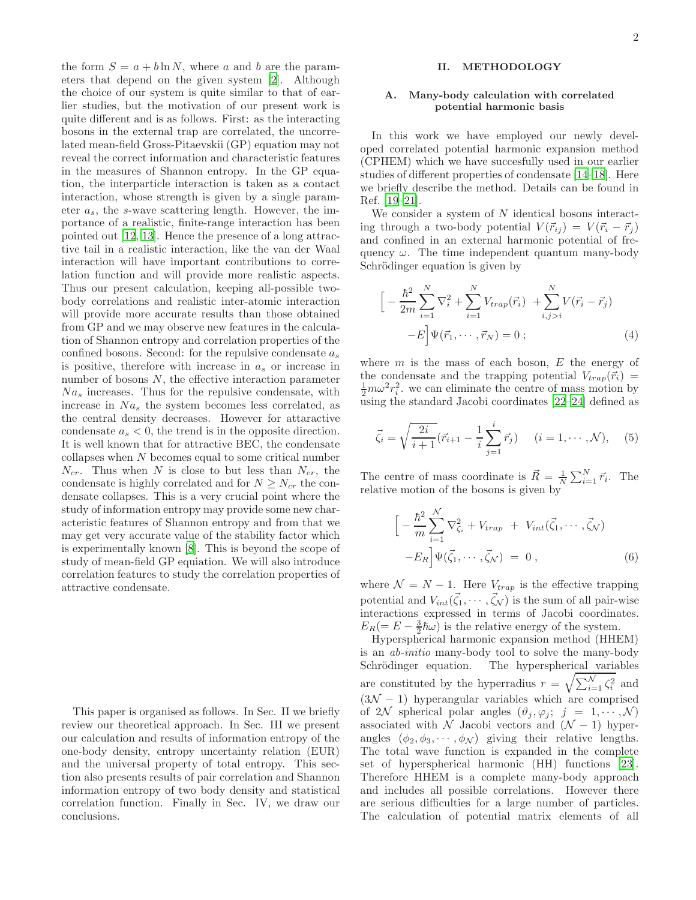the form $S = a + b \ln N$, where $a$ and $b$ are the parameters that depend on the given system [2]. Although the choice of our system is quite similar to that of earlier studies, but the motivation of our present work is quite different and is as follows. First: as the interacting bosons in the external trap are correlated, the uncorrelated mean-field Gross-Pitaevskii (GP) equation may not reveal the correct information and characteristic features in the measures of Shannon entropy. In the GP equation, the interparticle interaction is taken as a contact interaction, whose strength is given by a single parameter $a_s$, the $s$-wave scattering length. However, the importance of a realistic, finite-range interaction has been pointed out [12, 13]. Hence the presence of a long attractive tail in a realistic interaction, like the van der Waal interaction will have important contributions to correlation function and will provide more realistic aspects. Thus our present calculation, keeping all-possible two-body correlations and realistic inter-atomic interaction will provide more accurate results than those obtained from GP and we may observe new features in the calculation of Shannon entropy and correlation properties of the confined bosons. Second: for the repulsive condensate $a_s$ is positive, therefore with increase in $a_s$ or increase in number of bosons $N$, the effective interaction parameter $Na_s$ increases. Thus for the repulsive condensate, with increase in $Na_s$ the system becomes less correlated, as the central density decreases. However for attaractive condensate $a_s < 0$, the trend is in the opposite direction. It is well known that for attractive BEC, the condensate collapses when $N$ becomes equal to some critical number $N_{cr}$. Thus when $N$ is close to but less than $N_{cr}$, the condensate is highly correlated and for $N \geq N_{cr}$ the condensate collapses. This is a very crucial point where the study of information entropy may provide some new characteristic features of Shannon entropy and from that we may get very accurate value of the stability factor which is experimentally known [8]. This is beyond the scope of study of mean-field GP equiation. We will also introduce correlation features to study the correlation properties of attractive condensate.

This paper is organised as follows. In Sec. II we briefly review our theoretical approach. In Sec. III we present our calculation and results of information entropy of the one-body density, entropy uncertainty relation (EUR) and the universal property of total entropy. This section also presents results of pair correlation and Shannon information entropy of two body density and statistical correlation function. Finally in Sec. IV, we draw our conclusions.

## II. METHODOLOGY

### A. Many-body calculation with correlated potential harmonic basis

In this work we have employed our newly developed correlated potential harmonic expansion method (CPHEM) which we have succesfully used in our earlier studies of different properties of condensate [14–18]. Here we briefly describe the method. Details can be found in Ref. [19–21].

We consider a system of $N$ identical bosons interacting through a two-body potential $V(\vec{r}_{ij}) = V(\vec{r}_i - \vec{r}_j)$ and confined in an external harmonic potential of frequency $\omega$. The time independent quantum many-body Schrödinger equation is given by

$$\Big[ -\frac{\hbar^2}{2m}\sum_{i=1}^{N}\nabla_i^2 + \sum_{i=1}^{N} V_{trap}(\vec{r}_i) \;+ \sum_{i,j>i}^{N} V(\vec{r}_i - \vec{r}_j) \\ -E\Big]\Psi(\vec{r}_1, \cdots, \vec{r}_N) = 0 \;; \qquad (4)$$

where $m$ is the mass of each boson, $E$ the energy of the condensate and the trapping potential $V_{trap}(\vec{r}_i) = \frac{1}{2}m\omega^2 r_i^2$. we can eliminate the centre of mass motion by using the standard Jacobi coordinates [22–24] defined as

$$\vec{\zeta}_i = \sqrt{\frac{2i}{i+1}}(\vec{r}_{i+1} - \frac{1}{i}\sum_{j=1}^{i}\vec{r}_j) \quad (i = 1, \cdots, \mathcal{N}), \qquad (5)$$

The centre of mass coordinate is $\vec{R} = \frac{1}{N}\sum_{i=1}^{N}\vec{r}_i$. The relative motion of the bosons is given by

$$\Big[ -\frac{\hbar^2}{m}\sum_{i=1}^{\mathcal{N}}\nabla_{\zeta_i}^2 + V_{trap} \;+\; V_{int}(\vec{\zeta}_1, \cdots, \vec{\zeta}_{\mathcal{N}}) \\ -E_R\Big]\Psi(\vec{\zeta}_1, \cdots, \vec{\zeta}_{\mathcal{N}}) \;=\; 0 \,, \qquad (6)$$

where $\mathcal{N} = N - 1$. Here $V_{trap}$ is the effective trapping potential and $V_{int}(\vec{\zeta}_1, \cdots, \vec{\zeta}_{\mathcal{N}})$ is the sum of all pair-wise interactions expressed in terms of Jacobi coordinates. $E_R(= E - \frac{3}{2}\hbar\omega)$ is the relative energy of the system.

Hyperspherical harmonic expansion method (HHEM) is an *ab-initio* many-body tool to solve the many-body Schrödinger equation. The hyperspherical variables are constituted by the hyperradius $r = \sqrt{\sum_{i=1}^{\mathcal{N}} \zeta_i^2}$ and $(3\mathcal{N} - 1)$ hyperangular variables which are comprised of $2\mathcal{N}$ spherical polar angles $(\vartheta_j, \varphi_j;\; j = 1, \cdots, \mathcal{N})$ associated with $\mathcal{N}$ Jacobi vectors and $(\mathcal{N} - 1)$ hyperangles $(\phi_2, \phi_3, \cdots, \phi_{\mathcal{N}})$ giving their relative lengths. The total wave function is expanded in the complete set of hyperspherical harmonic (HH) functions [23]. Therefore HHEM is a complete many-body approach and includes all possible correlations. However there are serious difficulties for a large number of particles. The calculation of potential matrix elements of all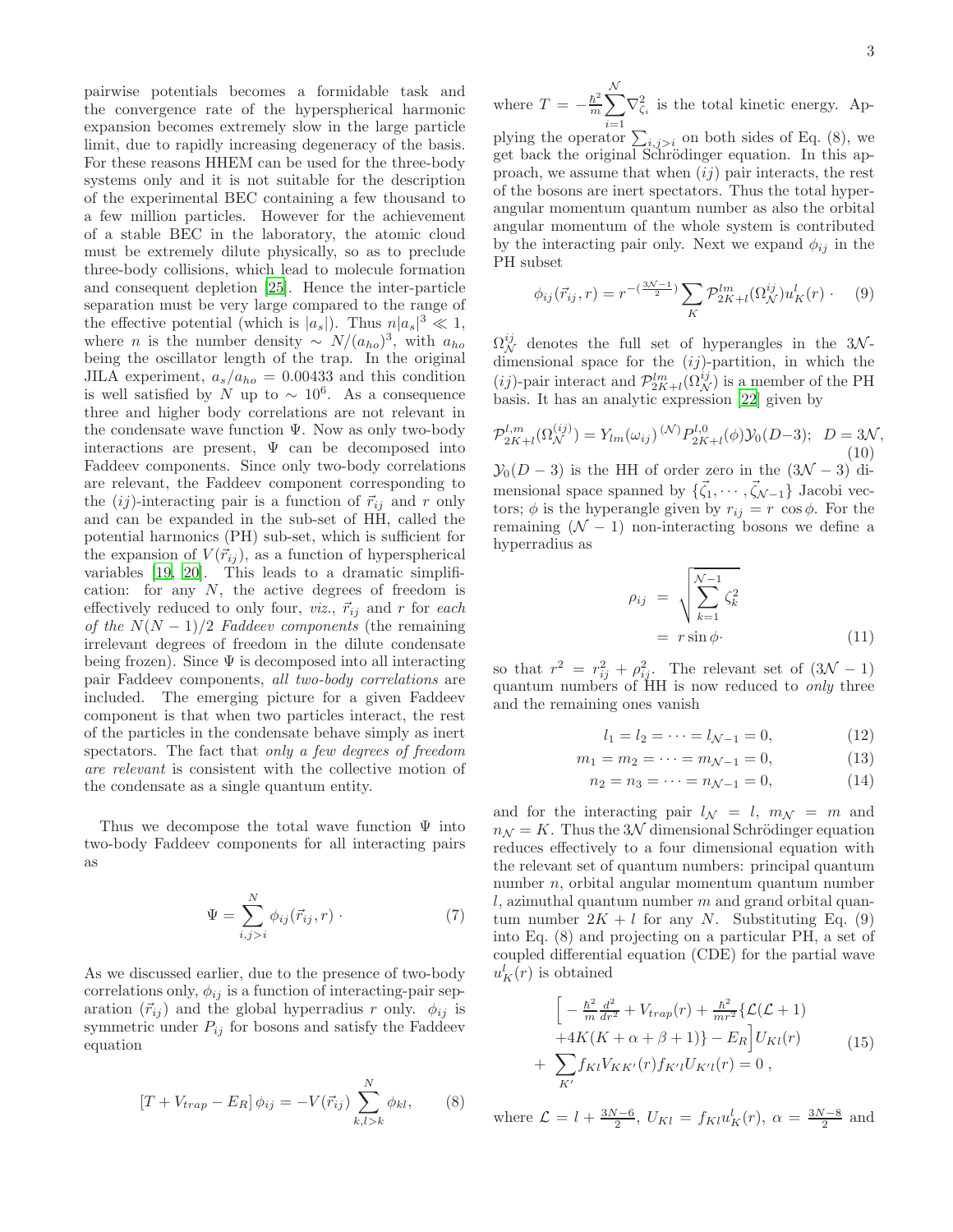pairwise potentials becomes a formidable task and the convergence rate of the hyperspherical harmonic expansion becomes extremely slow in the large particle limit, due to rapidly increasing degeneracy of the basis. For these reasons HHEM can be used for the three-body systems only and it is not suitable for the description of the experimental BEC containing a few thousand to a few million particles. However for the achievement of a stable BEC in the laboratory, the atomic cloud must be extremely dilute physically, so as to preclude three-body collisions, which lead to molecule formation and consequent depletion [25]. Hence the inter-particle separation must be very large compared to the range of the effective potential (which is $|a_s|$). Thus $n|a_s|^3 \ll 1$, where $n$ is the number density $\sim N/(a_{ho})^3$, with $a_{ho}$ being the oscillator length of the trap. In the original JILA experiment, $a_s/a_{ho} = 0.00433$ and this condition is well satisfied by $N$ up to $\sim 10^6$. As a consequence three and higher body correlations are not relevant in the condensate wave function $\Psi$. Now as only two-body interactions are present, $\Psi$ can be decomposed into Faddeev components. Since only two-body correlations are relevant, the Faddeev component corresponding to the $(ij)$-interacting pair is a function of $\vec{r}_{ij}$ and $r$ only and can be expanded in the sub-set of HH, called the potential harmonics (PH) sub-set, which is sufficient for the expansion of $V(\vec{r}_{ij})$, as a function of hyperspherical variables [19, 20]. This leads to a dramatic simplification: for any $N$, the active degrees of freedom is effectively reduced to only four, *viz.*, $\vec{r}_{ij}$ and $r$ for *each of the $N(N-1)/2$ Faddeev components* (the remaining irrelevant degrees of freedom in the dilute condensate being frozen). Since $\Psi$ is decomposed into all interacting pair Faddeev components, *all two-body correlations* are included. The emerging picture for a given Faddeev component is that when two particles interact, the rest of the particles in the condensate behave simply as inert spectators. The fact that *only a few degrees of freedom are relevant* is consistent with the collective motion of the condensate as a single quantum entity.

Thus we decompose the total wave function $\Psi$ into two-body Faddeev components for all interacting pairs as

$$\Psi = \sum_{i,j>i}^{N} \phi_{ij}(\vec{r}_{ij}, r) \cdot \tag{7}$$

As we discussed earlier, due to the presence of two-body correlations only, $\phi_{ij}$ is a function of interacting-pair separation ($\vec{r}_{ij}$) and the global hyperradius $r$ only. $\phi_{ij}$ is symmetric under $P_{ij}$ for bosons and satisfy the Faddeev equation

$$[T + V_{trap} - E_R]\, \phi_{ij} = -V(\vec{r}_{ij}) \sum_{k,l>k}^{N} \phi_{kl}, \tag{8}$$

where $T = -\frac{\hbar^2}{m}\sum_{i=1}^{\mathcal{N}} \nabla^2_{\zeta_i}$ is the total kinetic energy. Applying the operator $\sum_{i,j>i}$ on both sides of Eq. (8), we get back the original Schrödinger equation. In this approach, we assume that when $(ij)$ pair interacts, the rest of the bosons are inert spectators. Thus the total hyperangular momentum quantum number as also the orbital angular momentum of the whole system is contributed by the interacting pair only. Next we expand $\phi_{ij}$ in the PH subset

$$\phi_{ij}(\vec{r}_{ij}, r) = r^{-(\frac{3\mathcal{N}-1}{2})} \sum_K \mathcal{P}^{lm}_{2K+l}(\Omega^{ij}_{\mathcal{N}}) u^l_K(r) \cdot \tag{9}$$

$\Omega^{ij}_{\mathcal{N}}$ denotes the full set of hyperangles in the $3\mathcal{N}$-dimensional space for the $(ij)$-partition, in which the $(ij)$-pair interact and $\mathcal{P}^{lm}_{2K+l}(\Omega^{ij}_{\mathcal{N}})$ is a member of the PH basis. It has an analytic expression [22] given by

$$\mathcal{P}^{l,m}_{2K+l}(\Omega^{(ij)}_{\mathcal{N}}) = Y_{lm}(\omega_{ij})\, {}^{(\mathcal{N})}P^{l,0}_{2K+l}(\phi)\mathcal{Y}_0(D-3); \;\; D = 3\mathcal{N}, \tag{10}$$

$\mathcal{Y}_0(D-3)$ is the HH of order zero in the $(3\mathcal{N}-3)$ dimensional space spanned by $\{\vec{\zeta}_1, \cdots, \vec{\zeta}_{\mathcal{N}-1}\}$ Jacobi vectors; $\phi$ is the hyperangle given by $r_{ij} = r \cos\phi$. For the remaining $(\mathcal{N}-1)$ non-interacting bosons we define a hyperradius as

$$\begin{aligned} \rho_{ij} &= \sqrt{\sum_{k=1}^{\mathcal{N}-1} \zeta_k^2} \\ &= r \sin\phi \cdot \end{aligned} \tag{11}$$

so that $r^2 = r_{ij}^2 + \rho_{ij}^2$. The relevant set of $(3\mathcal{N}-1)$ quantum numbers of HH is now reduced to *only* three and the remaining ones vanish

$$l_1 = l_2 = \cdots = l_{\mathcal{N}-1} = 0, \tag{12}$$

$$m_1 = m_2 = \cdots = m_{\mathcal{N}-1} = 0, \tag{13}$$

$$n_2 = n_3 = \cdots = n_{\mathcal{N}-1} = 0, \tag{14}$$

and for the interacting pair $l_{\mathcal{N}} = l$, $m_{\mathcal{N}} = m$ and $n_{\mathcal{N}} = K$. Thus the $3\mathcal{N}$ dimensional Schrödinger equation reduces effectively to a four dimensional equation with the relevant set of quantum numbers: principal quantum number $n$, orbital angular momentum quantum number $l$, azimuthal quantum number $m$ and grand orbital quantum number $2K+l$ for any $N$. Substituting Eq. (9) into Eq. (8) and projecting on a particular PH, a set of coupled differential equation (CDE) for the partial wave $u^l_K(r)$ is obtained

$$\begin{aligned} &\Big[ -\tfrac{\hbar^2}{m}\tfrac{d^2}{dr^2} + V_{trap}(r) + \tfrac{\hbar^2}{mr^2}\{\mathcal{L}(\mathcal{L}+1) \\ &+ 4K(K+\alpha+\beta+1)\} - E_R \Big] U_{Kl}(r) \\ &+ \sum_{K'} f_{Kl} V_{KK'}(r) f_{K'l} U_{K'l}(r) = 0\,, \end{aligned} \tag{15}$$

where $\mathcal{L} = l + \frac{3N-6}{2}$, $U_{Kl} = f_{Kl} u^l_K(r)$, $\alpha = \frac{3N-8}{2}$ and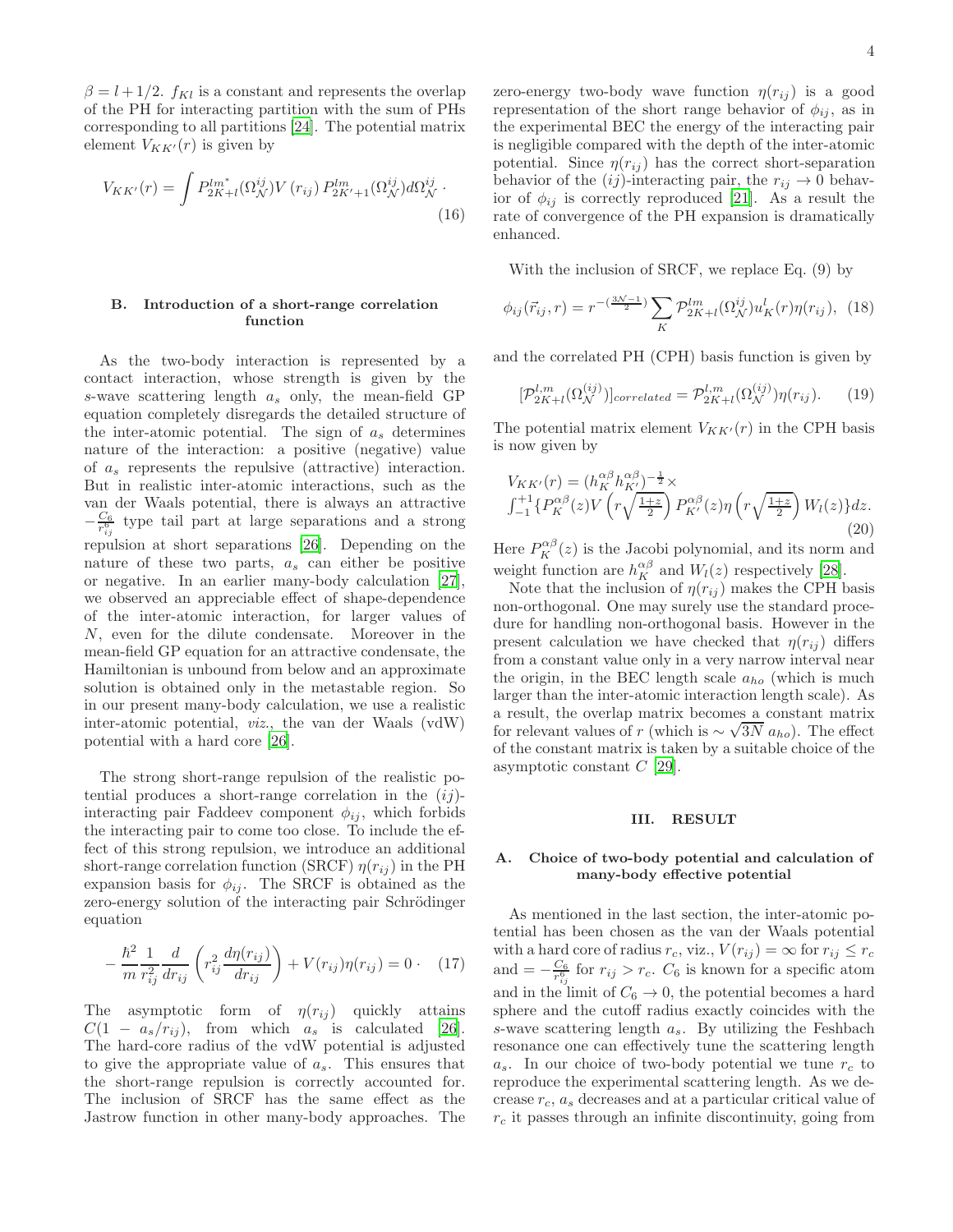$\beta = l + 1/2$. $f_{Kl}$ is a constant and represents the overlap of the PH for interacting partition with the sum of PHs corresponding to all partitions [24]. The potential matrix element $V_{KK'}(r)$ is given by

$$V_{KK'}(r) = \int P_{2K+l}^{lm^*}(\Omega_{\mathcal{N}}^{ij}) V(r_{ij}) \, P_{2K'+1}^{lm}(\Omega_{\mathcal{N}}^{ij}) d\Omega_{\mathcal{N}}^{ij} \cdot \tag{16}$$

### B. Introduction of a short-range correlation function

As the two-body interaction is represented by a contact interaction, whose strength is given by the $s$-wave scattering length $a_s$ only, the mean-field GP equation completely disregards the detailed structure of the inter-atomic potential. The sign of $a_s$ determines nature of the interaction: a positive (negative) value of $a_s$ represents the repulsive (attractive) interaction. But in realistic inter-atomic interactions, such as the van der Waals potential, there is always an attractive $-\frac{C_6}{r_{ij}^6}$ type tail part at large separations and a strong repulsion at short separations [26]. Depending on the nature of these two parts, $a_s$ can either be positive or negative. In an earlier many-body calculation [27], we observed an appreciable effect of shape-dependence of the inter-atomic interaction, for larger values of $N$, even for the dilute condensate. Moreover in the mean-field GP equation for an attractive condensate, the Hamiltonian is unbound from below and an approximate solution is obtained only in the metastable region. So in our present many-body calculation, we use a realistic inter-atomic potential, *viz.*, the van der Waals (vdW) potential with a hard core [26].

The strong short-range repulsion of the realistic potential produces a short-range correlation in the $(ij)$-interacting pair Faddeev component $\phi_{ij}$, which forbids the interacting pair to come too close. To include the effect of this strong repulsion, we introduce an additional short-range correlation function (SRCF) $\eta(r_{ij})$ in the PH expansion basis for $\phi_{ij}$. The SRCF is obtained as the zero-energy solution of the interacting pair Schrödinger equation

$$-\frac{\hbar^2}{m}\frac{1}{r_{ij}^2}\frac{d}{dr_{ij}}\left(r_{ij}^2\frac{d\eta(r_{ij})}{dr_{ij}}\right) + V(r_{ij})\eta(r_{ij}) = 0 \cdot \tag{17}$$

The asymptotic form of $\eta(r_{ij})$ quickly attains $C(1 - a_s/r_{ij})$, from which $a_s$ is calculated [26]. The hard-core radius of the vdW potential is adjusted to give the appropriate value of $a_s$. This ensures that the short-range repulsion is correctly accounted for. The inclusion of SRCF has the same effect as the Jastrow function in other many-body approaches. The zero-energy two-body wave function $\eta(r_{ij})$ is a good representation of the short range behavior of $\phi_{ij}$, as in the experimental BEC the energy of the interacting pair is negligible compared with the depth of the inter-atomic potential. Since $\eta(r_{ij})$ has the correct short-separation behavior of the $(ij)$-interacting pair, the $r_{ij} \to 0$ behavior of $\phi_{ij}$ is correctly reproduced [21]. As a result the rate of convergence of the PH expansion is dramatically enhanced.

With the inclusion of SRCF, we replace Eq. (9) by

$$\phi_{ij}(\vec{r}_{ij}, r) = r^{-(\frac{3\mathcal{N}-1}{2})} \sum_K \mathcal{P}_{2K+l}^{lm}(\Omega_{\mathcal{N}}^{ij}) u_K^l(r) \eta(r_{ij}), \tag{18}$$

and the correlated PH (CPH) basis function is given by

$$[\mathcal{P}_{2K+l}^{l,m}(\Omega_{\mathcal{N}}^{(ij)})]_{correlated} = \mathcal{P}_{2K+l}^{l,m}(\Omega_{\mathcal{N}}^{(ij)})\eta(r_{ij}). \tag{19}$$

The potential matrix element $V_{KK'}(r)$ in the CPH basis is now given by

$$V_{KK'}(r) = (h_K^{\alpha\beta} h_{K'}^{\alpha\beta})^{-\frac{1}{2}} \times \\ \int_{-1}^{+1} \{P_K^{\alpha\beta}(z) V\left(r\sqrt{\tfrac{1+z}{2}}\right) P_{K'}^{\alpha\beta}(z) \eta\left(r\sqrt{\tfrac{1+z}{2}}\right) W_l(z)\} dz. \tag{20}$$

Here $P_K^{\alpha\beta}(z)$ is the Jacobi polynomial, and its norm and weight function are $h_K^{\alpha\beta}$ and $W_l(z)$ respectively [28].

Note that the inclusion of $\eta(r_{ij})$ makes the CPH basis non-orthogonal. One may surely use the standard procedure for handling non-orthogonal basis. However in the present calculation we have checked that $\eta(r_{ij})$ differs from a constant value only in a very narrow interval near the origin, in the BEC length scale $a_{ho}$ (which is much larger than the inter-atomic interaction length scale). As a result, the overlap matrix becomes a constant matrix for relevant values of $r$ (which is $\sim \sqrt{3N}\, a_{ho}$). The effect of the constant matrix is taken by a suitable choice of the asymptotic constant $C$ [29].

## III. RESULT

### A. Choice of two-body potential and calculation of many-body effective potential

As mentioned in the last section, the inter-atomic potential has been chosen as the van der Waals potential with a hard core of radius $r_c$, viz., $V(r_{ij}) = \infty$ for $r_{ij} \leq r_c$ and $= -\frac{C_6}{r_{ij}^6}$ for $r_{ij} > r_c$. $C_6$ is known for a specific atom and in the limit of $C_6 \to 0$, the potential becomes a hard sphere and the cutoff radius exactly coincides with the $s$-wave scattering length $a_s$. By utilizing the Feshbach resonance one can effectively tune the scattering length $a_s$. In our choice of two-body potential we tune $r_c$ to reproduce the experimental scattering length. As we decrease $r_c$, $a_s$ decreases and at a particular critical value of $r_c$ it passes through an infinite discontinuity, going from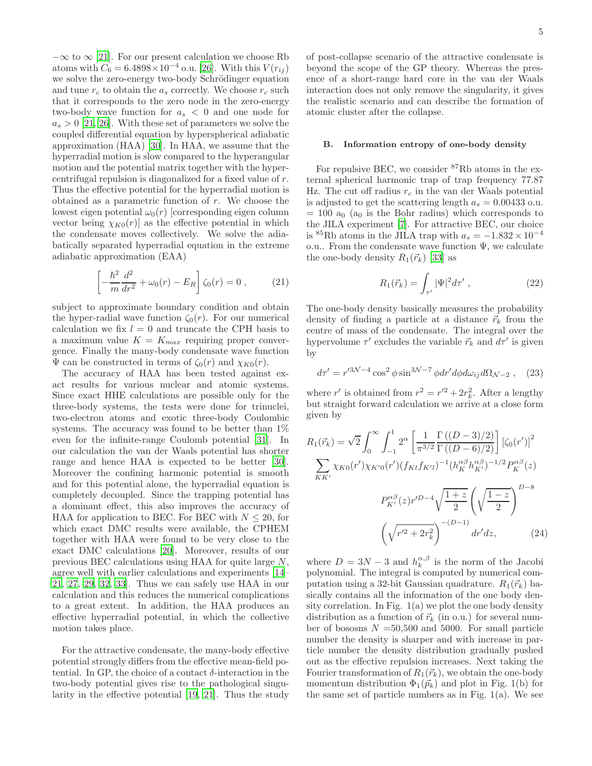$-\infty$ to $\infty$ [21]. For our present calculation we choose Rb atoms with $C_6 = 6.4898\times10^{-4}$ o.u. [26]. With this $V(r_{ij})$ we solve the zero-energy two-body Schrödinger equation and tune $r_c$ to obtain the $a_s$ correctly. We choose $r_c$ such that it corresponds to the zero node in the zero-energy two-body wave function for $a_s < 0$ and one node for $a_s > 0$ [21, 26]. With these set of parameters we solve the coupled differential equation by hyperspherical adiabatic approximation (HAA) [30]. In HAA, we assume that the hyperradial motion is slow compared to the hyperangular motion and the potential matrix together with the hypercentrifugal repulsion is diagonalized for a fixed value of $r$. Thus the effective potential for the hyperradial motion is obtained as a parametric function of $r$. We choose the lowest eigen potential $\omega_0(r)$ [corresponding eigen column vector being $\chi_{K0}(r)$] as the effective potential in which the condensate moves collectively. We solve the adiabatically separated hyperradial equation in the extreme adiabatic approximation (EAA)

$$\left[-\frac{\hbar^2}{m}\frac{d^2}{dr^2} + \omega_0(r) - E_R\right]\zeta_0(r) = 0 \ , \tag{21}$$

subject to approximate boundary condition and obtain the hyper-radial wave function $\zeta_0(r)$. For our numerical calculation we fix $l = 0$ and truncate the CPH basis to a maximum value $K = K_{max}$ requiring proper convergence. Finally the many-body condensate wave function $\Psi$ can be constructed in terms of $\zeta_0(r)$ and $\chi_{K0}(r)$.

The accuracy of HAA has been tested against exact results for various nuclear and atomic systems. Since exact HHE calculations are possible only for the three-body systems, the tests were done for trinuclei, two-electron atoms and exotic three-body Coulombic systems. The accuracy was found to be better than 1% even for the infinite-range Coulomb potential [31]. In our calculation the van der Waals potential has shorter range and hence HAA is expected to be better [30]. Moreover the confining harmonic potential is smooth and for this potential alone, the hyperradial equation is completely decoupled. Since the trapping potential has a dominant effect, this also improves the accuracy of HAA for application to BEC. For BEC with $N \leq 20$, for which exact DMC results were available, the CPHEM together with HAA were found to be very close to the exact DMC calculations [20]. Moreover, results of our previous BEC calculations using HAA for quite large $N$, agree well with earlier calculations and experiments [14–21, 27, 29, 32, 33]. Thus we can safely use HAA in our calculation and this reduces the numerical complications to a great extent. In addition, the HAA produces an effective hyperradial potential, in which the collective motion takes place.

For the attractive condensate, the many-body effective potential strongly differs from the effective mean-field potential. In GP, the choice of a contact $\delta$-interaction in the two-body potential gives rise to the pathological singularity in the effective potential [19, 21]. Thus the study of post-collapse scenario of the attractive condensate is beyond the scope of the GP theory. Whereas the presence of a short-range hard core in the van der Waals interaction does not only remove the singularity, it gives the realistic scenario and can describe the formation of atomic cluster after the collapse.

### B. Information entropy of one-body density

For repulsive BEC, we consider $^{87}$Rb atoms in the external spherical harmonic trap of trap frequency 77.87 Hz. The cut off radius $r_c$ in the van der Waals potential is adjusted to get the scattering length $a_s = 0.00433$ o.u. = 100 $a_0$ ($a_0$ is the Bohr radius) which corresponds to the JILA experiment [7]. For attractive BEC, our choice is $^{85}$Rb atoms in the JILA trap with $a_s = -1.832\times10^{-4}$ o.u.. From the condensate wave function $\Psi$, we calculate the one-body density $R_1(\vec{r}_k)$ [33] as

$$R_1(\vec{r}_k) = \int_{\tau'} |\Psi|^2 d\tau' \ , \tag{22}$$

The one-body density basically measures the probability density of finding a particle at a distance $\vec{r}_k$ from the centre of mass of the condensate. The integral over the hypervolume $\tau'$ excludes the variable $\vec{r}_k$ and $d\tau'$ is given by

$$d\tau' = r'^{3\mathcal{N}-4}\cos^2\phi\sin^{3\mathcal{N}-7}\phi dr' d\phi d\omega_{ij} d\Omega_{\mathcal{N}-2} \ , \tag{23}$$

where $r'$ is obtained from $r^2 = r'^2 + 2r_k^2$. After a lengthy but straight forward calculation we arrive at a close form given by

$$\begin{aligned}
R_1(\vec{r}_k) = \sqrt{2}\int_0^\infty \int_{-1}^1 2^\alpha \left[\frac{1}{\pi^{3/2}}\frac{\Gamma((D-3)/2)}{\Gamma((D-6)/2)}\right][\zeta_0(r')]^2 \\
\sum_{KK'} \chi_{K0}(r')\chi_{K'0}(r')(f_{Kl}f_{K'l})^{-1}(h_K^{\alpha\beta}h_{K'}^{\alpha\beta})^{-1/2}P_K^{\alpha\beta}(z) \\
P_{K'}^{\alpha\beta}(z) r'^{D-4}\sqrt{\frac{1+z}{2}}\left(\sqrt{\frac{1-z}{2}}\right)^{D-8} \\
\left(\sqrt{r'^2+2r_k^2}\right)^{-(D-1)} dr' dz,
\end{aligned} \tag{24}$$

where $D = 3N - 3$ and $h_k^{\alpha,\beta}$ is the norm of the Jacobi polynomial. The integral is computed by numerical computation using a 32-bit Gaussian quadrature. $R_1(\vec{r}_k)$ basically contains all the information of the one body density correlation. In Fig. 1(a) we plot the one body density distribution as a function of $\vec{r}_k$ (in o.u.) for several number of bososns $N$ =50,500 and 5000. For small particle number the density is sharper and with increase in particle number the density distribution gradually pushed out as the effective repulsion increases. Next taking the Fourier transformation of $R_1(\vec{r}_k)$, we obtain the one-body momentum distribution $\Phi_1(\vec{p}_k)$ and plot in Fig. 1(b) for the same set of particle numbers as in Fig. 1(a). We see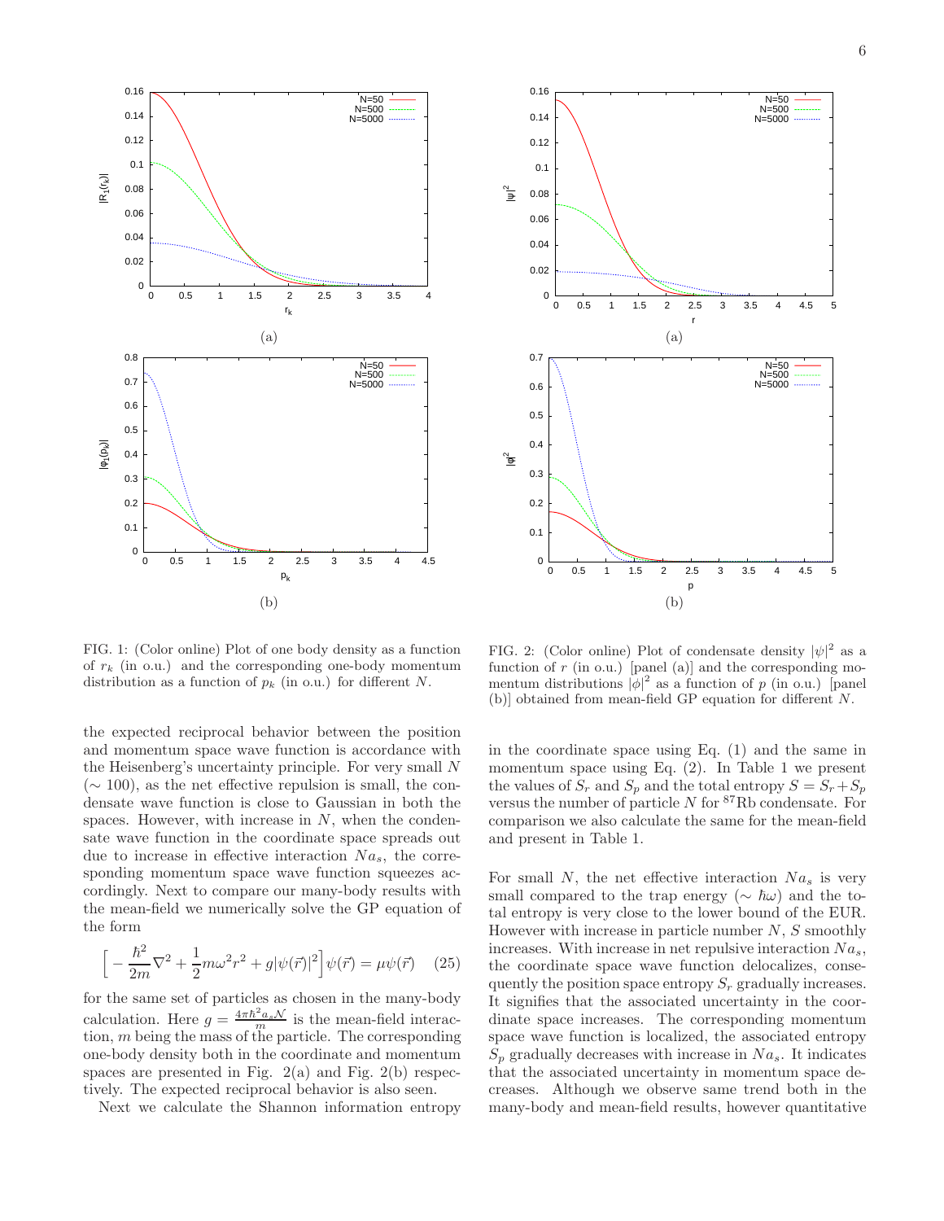FIG. 1: (Color online) Plot of one body density as a function of $r_k$ (in o.u.) and the corresponding one-body momentum distribution as a function of $p_k$ (in o.u.) for different $N$.

FIG. 2: (Color online) Plot of condensate density $|\psi|^2$ as a function of $r$ (in o.u.) [panel (a)] and the corresponding momentum distributions $|\phi|^2$ as a function of $p$ (in o.u.) [panel (b)] obtained from mean-field GP equation for different $N$.

the expected reciprocal behavior between the position and momentum space wave function is accordance with the Heisenberg's uncertainty principle. For very small $N$ ($\sim 100$), as the net effective repulsion is small, the condensate wave function is close to Gaussian in both the spaces. However, with increase in $N$, when the condensate wave function in the coordinate space spreads out due to increase in effective interaction $Na_s$, the corresponding momentum space wave function squeezes accordingly. Next to compare our many-body results with the mean-field we numerically solve the GP equation of the form

$$\Big[-\frac{\hbar^2}{2m}\nabla^2 + \frac{1}{2}m\omega^2 r^2 + g|\psi(\vec{r})|^2\Big]\psi(\vec{r}) = \mu\psi(\vec{r}) \quad (25)$$

for the same set of particles as chosen in the many-body calculation. Here $g = \frac{4\pi\hbar^2 a_s \mathcal{N}}{m}$ is the mean-field interaction, $m$ being the mass of the particle. The corresponding one-body density both in the coordinate and momentum spaces are presented in Fig. 2(a) and Fig. 2(b) respectively. The expected reciprocal behavior is also seen.

Next we calculate the Shannon information entropy in the coordinate space using Eq. (1) and the same in momentum space using Eq. (2). In Table 1 we present the values of $S_r$ and $S_p$ and the total entropy $S = S_r + S_p$ versus the number of particle $N$ for $^{87}$Rb condensate. For comparison we also calculate the same for the mean-field and present in Table 1.

For small $N$, the net effective interaction $Na_s$ is very small compared to the trap energy ($\sim \hbar\omega$) and the total entropy is very close to the lower bound of the EUR. However with increase in particle number $N$, $S$ smoothly increases. With increase in net repulsive interaction $Na_s$, the coordinate space wave function delocalizes, consequently the position space entropy $S_r$ gradually increases. It signifies that the associated uncertainty in the coordinate space increases. The corresponding momentum space wave function is localized, the associated entropy $S_p$ gradually decreases with increase in $Na_s$. It indicates that the associated uncertainty in momentum space decreases. Although we observe same trend both in the many-body and mean-field results, however quantitative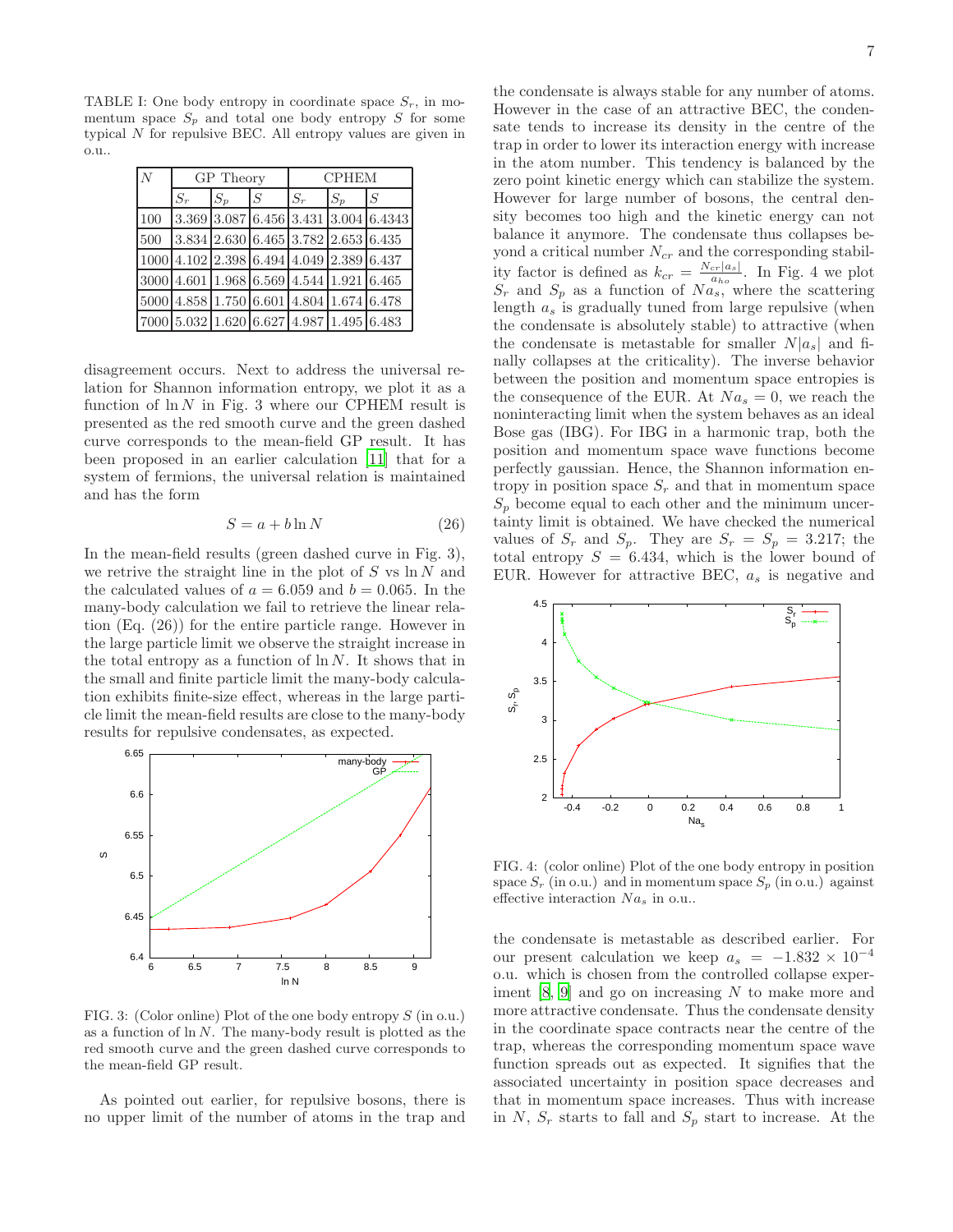TABLE I: One body entropy in coordinate space $S_r$, in momentum space $S_p$ and total one body entropy $S$ for some typical $N$ for repulsive BEC. All entropy values are given in o.u..

| $N$ | GP Theory | | | CPHEM | | |
|---|---|---|---|---|---|---|
| | $S_r$ | $S_p$ | $S$ | $S_r$ | $S_p$ | $S$ |
| 100 | 3.369 | 3.087 | 6.456 | 3.431 | 3.004 | 6.4343 |
| 500 | 3.834 | 2.630 | 6.465 | 3.782 | 2.653 | 6.435 |
| 1000 | 4.102 | 2.398 | 6.494 | 4.049 | 2.389 | 6.437 |
| 3000 | 4.601 | 1.968 | 6.569 | 4.544 | 1.921 | 6.465 |
| 5000 | 4.858 | 1.750 | 6.601 | 4.804 | 1.674 | 6.478 |
| 7000 | 5.032 | 1.620 | 6.627 | 4.987 | 1.495 | 6.483 |

disagreement occurs. Next to address the universal relation for Shannon information entropy, we plot it as a function of $\ln N$ in Fig. 3 where our CPHEM result is presented as the red smooth curve and the green dashed curve corresponds to the mean-field GP result. It has been proposed in an earlier calculation [11] that for a system of fermions, the universal relation is maintained and has the form

$$S = a + b \ln N \tag{26}$$

In the mean-field results (green dashed curve in Fig. 3), we retrive the straight line in the plot of $S$ vs $\ln N$ and the calculated values of $a = 6.059$ and $b = 0.065$. In the many-body calculation we fail to retrieve the linear relation (Eq. (26)) for the entire particle range. However in the large particle limit we observe the straight increase in the total entropy as a function of $\ln N$. It shows that in the small and finite particle limit the many-body calculation exhibits finite-size effect, whereas in the large particle limit the mean-field results are close to the many-body results for repulsive condensates, as expected.

FIG. 3: (Color online) Plot of the one body entropy $S$ (in o.u.) as a function of $\ln N$. The many-body result is plotted as the red smooth curve and the green dashed curve corresponds to the mean-field GP result.

As pointed out earlier, for repulsive bosons, there is no upper limit of the number of atoms in the trap and the condensate is always stable for any number of atoms. However in the case of an attractive BEC, the condensate tends to increase its density in the centre of the trap in order to lower its interaction energy with increase in the atom number. This tendency is balanced by the zero point kinetic energy which can stabilize the system. However for large number of bosons, the central density becomes too high and the kinetic energy can not balance it anymore. The condensate thus collapses beyond a critical number $N_{cr}$ and the corresponding stability factor is defined as $k_{cr} = \frac{N_{cr}|a_s|}{a_{ho}}$. In Fig. 4 we plot $S_r$ and $S_p$ as a function of $Na_s$, where the scattering length $a_s$ is gradually tuned from large repulsive (when the condensate is absolutely stable) to attractive (when the condensate is metastable for smaller $N|a_s|$ and finally collapses at the criticality). The inverse behavior between the position and momentum space entropies is the consequence of the EUR. At $Na_s = 0$, we reach the noninteracting limit when the system behaves as an ideal Bose gas (IBG). For IBG in a harmonic trap, both the position and momentum space wave functions become perfectly gaussian. Hence, the Shannon information entropy in position space $S_r$ and that in momentum space $S_p$ become equal to each other and the minimum uncertainty limit is obtained. We have checked the numerical values of $S_r$ and $S_p$. They are $S_r = S_p = 3.217$; the total entropy $S = 6.434$, which is the lower bound of EUR. However for attractive BEC, $a_s$ is negative and

FIG. 4: (color online) Plot of the one body entropy in position space $S_r$ (in o.u.) and in momentum space $S_p$ (in o.u.) against effective interaction $Na_s$ in o.u..

the condensate is metastable as described earlier. For our present calculation we keep $a_s = -1.832 \times 10^{-4}$ o.u. which is chosen from the controlled collapse experiment [8, 9] and go on increasing $N$ to make more and more attractive condensate. Thus the condensate density in the coordinate space contracts near the centre of the trap, whereas the corresponding momentum space wave function spreads out as expected. It signifies that the associated uncertainty in position space decreases and that in momentum space increases. Thus with increase in $N$, $S_r$ starts to fall and $S_p$ start to increase. At the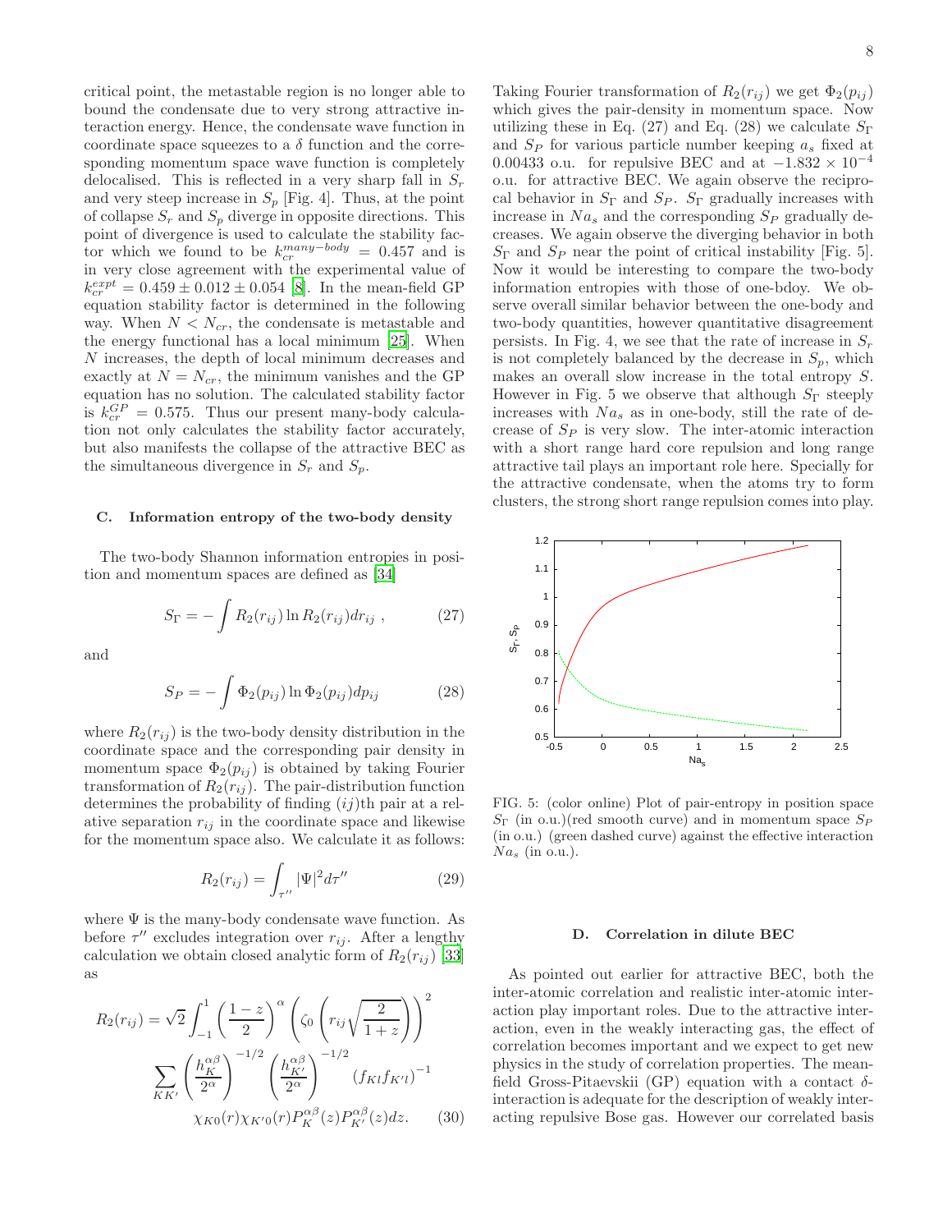critical point, the metastable region is no longer able to bound the condensate due to very strong attractive interaction energy. Hence, the condensate wave function in coordinate space squeezes to a $\delta$ function and the corresponding momentum space wave function is completely delocalised. This is reflected in a very sharp fall in $S_r$ and very steep increase in $S_p$ [Fig. 4]. Thus, at the point of collapse $S_r$ and $S_p$ diverge in opposite directions. This point of divergence is used to calculate the stability factor which we found to be $k_{cr}^{many-body} = 0.457$ and is in very close agreement with the experimental value of $k_{cr}^{expt} = 0.459 \pm 0.012 \pm 0.054$ [8]. In the mean-field GP equation stability factor is determined in the following way. When $N < N_{cr}$, the condensate is metastable and the energy functional has a local minimum [25]. When $N$ increases, the depth of local minimum decreases and exactly at $N = N_{cr}$, the minimum vanishes and the GP equation has no solution. The calculated stability factor is $k_{cr}^{GP} = 0.575$. Thus our present many-body calculation not only calculates the stability factor accurately, but also manifests the collapse of the attractive BEC as the simultaneous divergence in $S_r$ and $S_p$.

### C. Information entropy of the two-body density

The two-body Shannon information entropies in position and momentum spaces are defined as [34]

$$S_\Gamma = -\int R_2(r_{ij}) \ln R_2(r_{ij}) dr_{ij} \;, \tag{27}$$

and

$$S_P = -\int \Phi_2(p_{ij}) \ln \Phi_2(p_{ij}) dp_{ij} \tag{28}$$

where $R_2(r_{ij})$ is the two-body density distribution in the coordinate space and the corresponding pair density in momentum space $\Phi_2(p_{ij})$ is obtained by taking Fourier transformation of $R_2(r_{ij})$. The pair-distribution function determines the probability of finding $(ij)$th pair at a relative separation $r_{ij}$ in the coordinate space and likewise for the momentum space also. We calculate it as follows:

$$R_2(r_{ij}) = \int_{\tau''} |\Psi|^2 d\tau'' \tag{29}$$

where $\Psi$ is the many-body condensate wave function. As before $\tau''$ excludes integration over $r_{ij}$. After a lengthy calculation we obtain closed analytic form of $R_2(r_{ij})$ [33] as

$$R_2(r_{ij}) = \sqrt{2}\int_{-1}^{1}\left(\frac{1-z}{2}\right)^{\alpha}\left(\zeta_0\left(r_{ij}\sqrt{\frac{2}{1+z}}\right)\right)^2 \sum_{KK'}\left(\frac{h_K^{\alpha\beta}}{2^\alpha}\right)^{-1/2}\left(\frac{h_{K'}^{\alpha\beta}}{2^\alpha}\right)^{-1/2}(f_{Kl}f_{K'l})^{-1} \chi_{K0}(r)\chi_{K'0}(r)P_K^{\alpha\beta}(z)P_{K'}^{\alpha\beta}(z)dz. \tag{30}$$

Taking Fourier transformation of $R_2(r_{ij})$ we get $\Phi_2(p_{ij})$ which gives the pair-density in momentum space. Now utilizing these in Eq. (27) and Eq. (28) we calculate $S_\Gamma$ and $S_P$ for various particle number keeping $a_s$ fixed at 0.00433 o.u. for repulsive BEC and at $-1.832 \times 10^{-4}$ o.u. for attractive BEC. We again observe the reciprocal behavior in $S_\Gamma$ and $S_P$. $S_\Gamma$ gradually increases with increase in $Na_s$ and the corresponding $S_P$ gradually decreases. We again observe the diverging behavior in both $S_\Gamma$ and $S_P$ near the point of critical instability [Fig. 5]. Now it would be interesting to compare the two-body information entropies with those of one-bdoy. We observe overall similar behavior between the one-body and two-body quantities, however quantitative disagreement persists. In Fig. 4, we see that the rate of increase in $S_r$ is not completely balanced by the decrease in $S_p$, which makes an overall slow increase in the total entropy $S$. However in Fig. 5 we observe that although $S_\Gamma$ steeply increases with $Na_s$ as in one-body, still the rate of decrease of $S_P$ is very slow. The inter-atomic interaction with a short range hard core repulsion and long range attractive tail plays an important role here. Specially for the attractive condensate, when the atoms try to form clusters, the strong short range repulsion comes into play.

FIG. 5: (color online) Plot of pair-entropy in position space $S_\Gamma$ (in o.u.)(red smooth curve) and in momentum space $S_P$ (in o.u.) (green dashed curve) against the effective interaction $Na_s$ (in o.u.).

### D. Correlation in dilute BEC

As pointed out earlier for attractive BEC, both the inter-atomic correlation and realistic inter-atomic interaction play important roles. Due to the attractive interaction, even in the weakly interacting gas, the effect of correlation becomes important and we expect to get new physics in the study of correlation properties. The mean-field Gross-Pitaevskii (GP) equation with a contact $\delta$-interaction is adequate for the description of weakly interacting repulsive Bose gas. However our correlated basis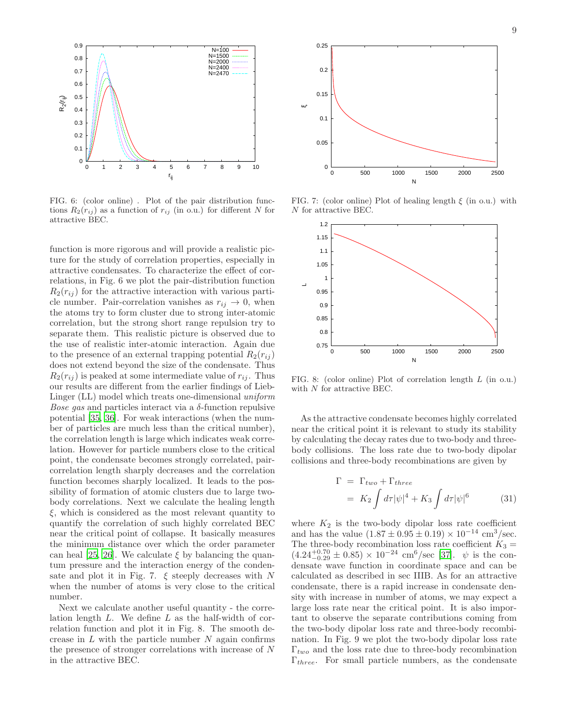FIG. 6: (color online) . Plot of the pair distribution functions $R_2(r_{ij})$ as a function of $r_{ij}$ (in o.u.) for different $N$ for attractive BEC.

function is more rigorous and will provide a realistic picture for the study of correlation properties, especially in attractive condensates. To characterize the effect of correlations, in Fig. 6 we plot the pair-distribution function $R_2(r_{ij})$ for the attractive interaction with various particle number. Pair-correlation vanishes as $r_{ij} \rightarrow 0$, when the atoms try to form cluster due to strong inter-atomic correlation, but the strong short range repulsion try to separate them. This realistic picture is observed due to the use of realistic inter-atomic interaction. Again due to the presence of an external trapping potential $R_2(r_{ij})$ does not extend beyond the size of the condensate. Thus $R_2(r_{ij})$ is peaked at some intermediate value of $r_{ij}$. Thus our results are different from the earlier findings of Lieb-Linger (LL) model which treats one-dimensional *uniform Bose gas* and particles interact via a $\delta$-function repulsive potential [35, 36]. For weak interactions (when the number of particles are much less than the critical number), the correlation length is large which indicates weak correlation. However for particle numbers close to the critical point, the condensate becomes strongly correlated, pair-correlation length sharply decreases and the correlation function becomes sharply localized. It leads to the possibility of formation of atomic clusters due to large two-body correlations. Next we calculate the healing length $\xi$, which is considered as the most relevant quantity to quantify the correlation of such highly correlated BEC near the critical point of collapse. It basically measures the minimum distance over which the order parameter can heal [25, 26]. We calculate $\xi$ by balancing the quantum pressure and the interaction energy of the condensate and plot it in Fig. 7. $\xi$ steeply decreases with $N$ when the number of atoms is very close to the critical number.

Next we calculate another useful quantity - the correlation length $L$. We define $L$ as the half-width of correlation function and plot it in Fig. 8. The smooth decrease in $L$ with the particle number $N$ again confirms the presence of stronger correlations with increase of $N$ in the attractive BEC.

FIG. 7: (color online) Plot of healing length $\xi$ (in o.u.) with $N$ for attractive BEC.

FIG. 8: (color online) Plot of correlation length $L$ (in o.u.) with $N$ for attractive BEC.

As the attractive condensate becomes highly correlated near the critical point it is relevant to study its stability by calculating the decay rates due to two-body and three-body collisions. The loss rate due to two-body dipolar collisions and three-body recombinations are given by

$$
\begin{aligned}
\Gamma &= \Gamma_{two} + \Gamma_{three} \\
&= K_2 \int d\tau |\psi|^4 + K_3 \int d\tau |\psi|^6
\end{aligned}
\tag{31}
$$

where $K_2$ is the two-body dipolar loss rate coefficient and has the value $(1.87 \pm 0.95 \pm 0.19) \times 10^{-14}$ cm$^3$/sec. The three-body recombination loss rate coefficient $K_3 = (4.24^{+0.70}_{-0.29} \pm 0.85) \times 10^{-24}$ cm$^6$/sec [37]. $\psi$ is the condensate wave function in coordinate space and can be calculated as described in sec IIIB. As for an attractive condensate, there is a rapid increase in condensate density with increase in number of atoms, we may expect a large loss rate near the critical point. It is also important to observe the separate contributions coming from the two-body dipolar loss rate and three-body recombination. In Fig. 9 we plot the two-body dipolar loss rate $\Gamma_{two}$ and the loss rate due to three-body recombination $\Gamma_{three}$. For small particle numbers, as the condensate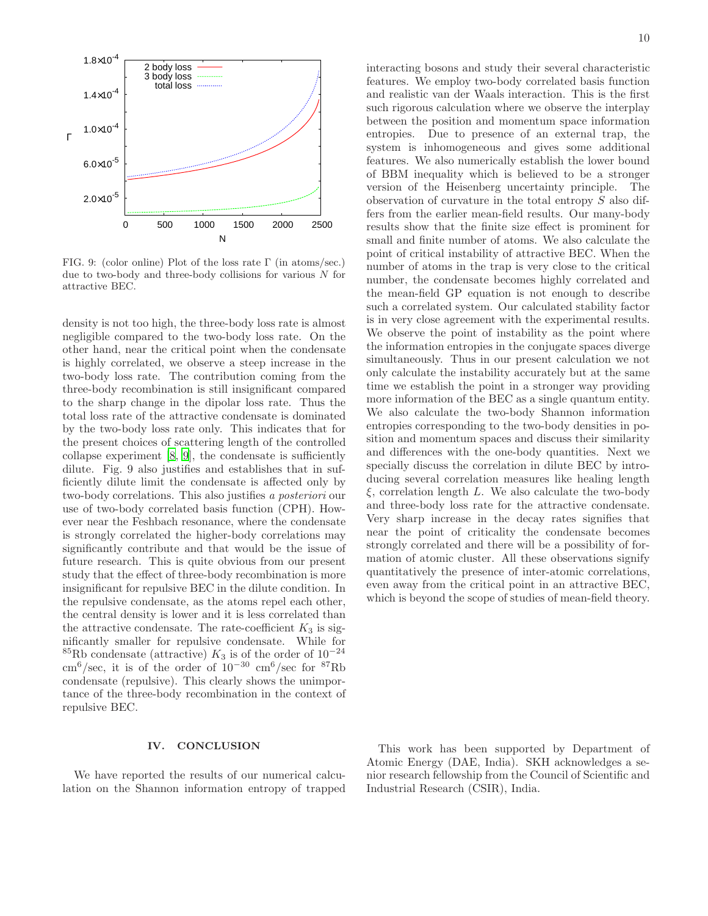FIG. 9: (color online) Plot of the loss rate Γ (in atoms/sec.) due to two-body and three-body collisions for various $N$ for attractive BEC.

density is not too high, the three-body loss rate is almost negligible compared to the two-body loss rate. On the other hand, near the critical point when the condensate is highly correlated, we observe a steep increase in the two-body loss rate. The contribution coming from the three-body recombination is still insignificant compared to the sharp change in the dipolar loss rate. Thus the total loss rate of the attractive condensate is dominated by the two-body loss rate only. This indicates that for the present choices of scattering length of the controlled collapse experiment [8, 9], the condensate is sufficiently dilute. Fig. 9 also justifies and establishes that in sufficiently dilute limit the condensate is affected only by two-body correlations. This also justifies *a posteriori* our use of two-body correlated basis function (CPH). However near the Feshbach resonance, where the condensate is strongly correlated the higher-body correlations may significantly contribute and that would be the issue of future research. This is quite obvious from our present study that the effect of three-body recombination is more insignificant for repulsive BEC in the dilute condition. In the repulsive condensate, as the atoms repel each other, the central density is lower and it is less correlated than the attractive condensate. The rate-coefficient $K_3$ is significantly smaller for repulsive condensate. While for $^{85}$Rb condensate (attractive) $K_3$ is of the order of $10^{-24}$ cm$^6$/sec, it is of the order of $10^{-30}$ cm$^6$/sec for $^{87}$Rb condensate (repulsive). This clearly shows the unimportance of the three-body recombination in the context of repulsive BEC.

## IV. CONCLUSION

We have reported the results of our numerical calculation on the Shannon information entropy of trapped interacting bosons and study their several characteristic features. We employ two-body correlated basis function and realistic van der Waals interaction. This is the first such rigorous calculation where we observe the interplay between the position and momentum space information entropies. Due to presence of an external trap, the system is inhomogeneous and gives some additional features. We also numerically establish the lower bound of BBM inequality which is believed to be a stronger version of the Heisenberg uncertainty principle. The observation of curvature in the total entropy $S$ also differs from the earlier mean-field results. Our many-body results show that the finite size effect is prominent for small and finite number of atoms. We also calculate the point of critical instability of attractive BEC. When the number of atoms in the trap is very close to the critical number, the condensate becomes highly correlated and the mean-field GP equation is not enough to describe such a correlated system. Our calculated stability factor is in very close agreement with the experimental results. We observe the point of instability as the point where the information entropies in the conjugate spaces diverge simultaneously. Thus in our present calculation we not only calculate the instability accurately but at the same time we establish the point in a stronger way providing more information of the BEC as a single quantum entity. We also calculate the two-body Shannon information entropies corresponding to the two-body densities in position and momentum spaces and discuss their similarity and differences with the one-body quantities. Next we specially discuss the correlation in dilute BEC by introducing several correlation measures like healing length $\xi$, correlation length $L$. We also calculate the two-body and three-body loss rate for the attractive condensate. Very sharp increase in the decay rates signifies that near the point of criticality the condensate becomes strongly correlated and there will be a possibility of formation of atomic cluster. All these observations signify quantitatively the presence of inter-atomic correlations, even away from the critical point in an attractive BEC, which is beyond the scope of studies of mean-field theory.

This work has been supported by Department of Atomic Energy (DAE, India). SKH acknowledges a senior research fellowship from the Council of Scientific and Industrial Research (CSIR), India.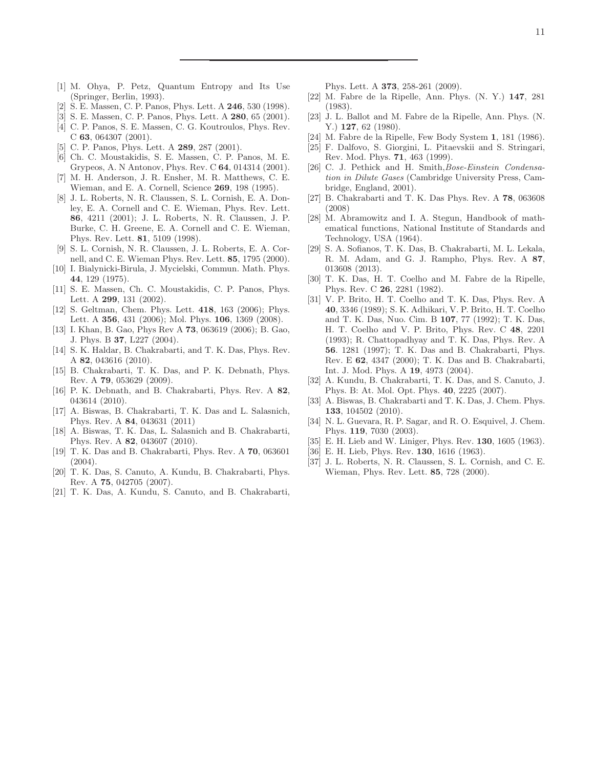[1] M. Ohya, P. Petz, Quantum Entropy and Its Use (Springer, Berlin, 1993).

[2] S. E. Massen, C. P. Panos, Phys. Lett. A **246**, 530 (1998).

[3] S. E. Massen, C. P. Panos, Phys. Lett. A **280**, 65 (2001).

[4] C. P. Panos, S. E. Massen, C. G. Koutroulos, Phys. Rev. C **63**, 064307 (2001).

[5] C. P. Panos, Phys. Lett. A **289**, 287 (2001).

[6] Ch. C. Moustakidis, S. E. Massen, C. P. Panos, M. E. Grypeos, A. N Antonov, Phys. Rev. C **64**, 014314 (2001).

[7] M. H. Anderson, J. R. Ensher, M. R. Matthews, C. E. Wieman, and E. A. Cornell, Science **269**, 198 (1995).

[8] J. L. Roberts, N. R. Claussen, S. L. Cornish, E. A. Donley, E. A. Cornell and C. E. Wieman, Phys. Rev. Lett. **86**, 4211 (2001); J. L. Roberts, N. R. Claussen, J. P. Burke, C. H. Greene, E. A. Cornell and C. E. Wieman, Phys. Rev. Lett. **81**, 5109 (1998).

[9] S. L. Cornish, N. R. Claussen, J. L. Roberts, E. A. Cornell, and C. E. Wieman Phys. Rev. Lett. **85**, 1795 (2000).

[10] I. Bialynicki-Birula, J. Mycielski, Commun. Math. Phys. **44**, 129 (1975).

[11] S. E. Massen, Ch. C. Moustakidis, C. P. Panos, Phys. Lett. A **299**, 131 (2002).

[12] S. Geltman, Chem. Phys. Lett. **418**, 163 (2006); Phys. Lett. A **356**, 431 (2006); Mol. Phys. **106**, 1369 (2008).

[13] I. Khan, B. Gao, Phys Rev A **73**, 063619 (2006); B. Gao, J. Phys. B **37**, L227 (2004).

[14] S. K. Haldar, B. Chakrabarti, and T. K. Das, Phys. Rev. A **82**, 043616 (2010).

[15] B. Chakrabarti, T. K. Das, and P. K. Debnath, Phys. Rev. A **79**, 053629 (2009).

[16] P. K. Debnath, and B. Chakrabarti, Phys. Rev. A **82**, 043614 (2010).

[17] A. Biswas, B. Chakrabarti, T. K. Das and L. Salasnich, Phys. Rev. A **84**, 043631 (2011)

[18] A. Biswas, T. K. Das, L. Salasnich and B. Chakrabarti, Phys. Rev. A **82**, 043607 (2010).

[19] T. K. Das and B. Chakrabarti, Phys. Rev. A **70**, 063601 (2004).

[20] T. K. Das, S. Canuto, A. Kundu, B. Chakrabarti, Phys. Rev. A **75**, 042705 (2007).

[21] T. K. Das, A. Kundu, S. Canuto, and B. Chakrabarti, Phys. Lett. A **373**, 258-261 (2009).

[22] M. Fabre de la Ripelle, Ann. Phys. (N. Y.) **147**, 281 (1983).

[23] J. L. Ballot and M. Fabre de la Ripelle, Ann. Phys. (N. Y.) **127**, 62 (1980).

[24] M. Fabre de la Ripelle, Few Body System **1**, 181 (1986).

[25] F. Dalfovo, S. Giorgini, L. Pitaevskii and S. Stringari, Rev. Mod. Phys. **71**, 463 (1999).

[26] C. J. Pethick and H. Smith,*Bose-Einstein Condensation in Dilute Gases* (Cambridge University Press, Cambridge, England, 2001).

[27] B. Chakrabarti and T. K. Das Phys. Rev. A **78**, 063608 (2008)

[28] M. Abramowitz and I. A. Stegun, Handbook of mathematical functions, National Institute of Standards and Technology, USA (1964).

[29] S. A. Sofianos, T. K. Das, B. Chakrabarti, M. L. Lekala, R. M. Adam, and G. J. Rampho, Phys. Rev. A **87**, 013608 (2013).

[30] T. K. Das, H. T. Coelho and M. Fabre de la Ripelle, Phys. Rev. C **26**, 2281 (1982).

[31] V. P. Brito, H. T. Coelho and T. K. Das, Phys. Rev. A **40**, 3346 (1989); S. K. Adhikari, V. P. Brito, H. T. Coelho and T. K. Das, Nuo. Cim. B **107**, 77 (1992); T. K. Das, H. T. Coelho and V. P. Brito, Phys. Rev. C **48**, 2201 (1993); R. Chattopadhyay and T. K. Das, Phys. Rev. A **56**. 1281 (1997); T. K. Das and B. Chakrabarti, Phys. Rev. E **62**, 4347 (2000); T. K. Das and B. Chakrabarti, Int. J. Mod. Phys. A **19**, 4973 (2004).

[32] A. Kundu, B. Chakrabarti, T. K. Das, and S. Canuto, J. Phys. B: At. Mol. Opt. Phys. **40**, 2225 (2007).

[33] A. Biswas, B. Chakrabarti and T. K. Das, J. Chem. Phys. **133**, 104502 (2010).

[34] N. L. Guevara, R. P. Sagar, and R. O. Esquivel, J. Chem. Phys. **119**, 7030 (2003).

[35] E. H. Lieb and W. Liniger, Phys. Rev. **130**, 1605 (1963).

[36] E. H. Lieb, Phys. Rev. **130**, 1616 (1963).

[37] J. L. Roberts, N. R. Claussen, S. L. Cornish, and C. E. Wieman, Phys. Rev. Lett. **85**, 728 (2000).